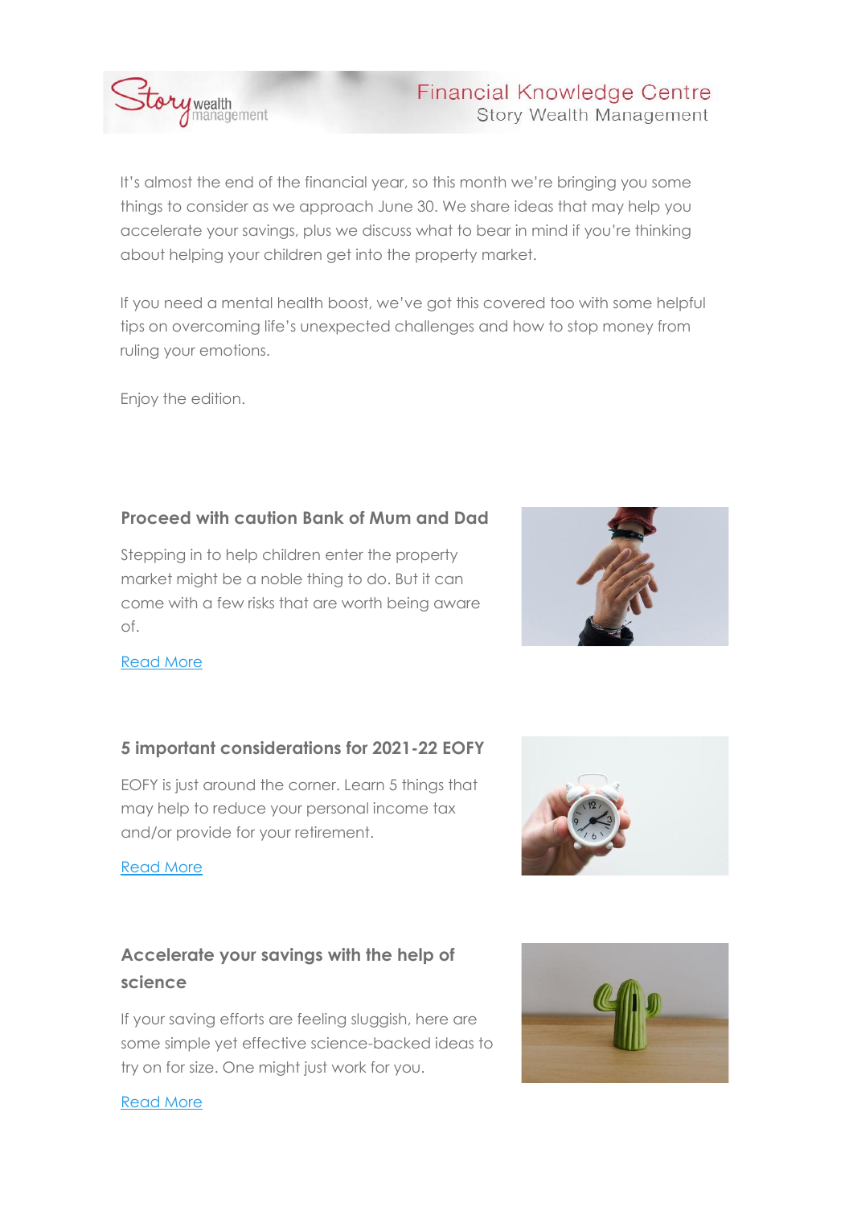# Financial Knowledge Centre

Story Wealth Management

It's almost the end of the financial year, so this month we're bringing you some things to consider as we approach June 30. We share ideas that may help you accelerate your savings, plus we discuss what to bear in mind if you're thinking about helping your children get into the property market.

If you need a mental health boost, we've got this covered too with some helpful tips on overcoming life's unexpected challenges and how to stop money from ruling your emotions.

Enjoy the edition.

## Proceed with caution Bank of Mum and Dad

Stepping in to help children enter the property market might be a noble thing to do. But it can come with a few risks that are worth being aware of.

Read More

## 5 important considerations for 2021-22 EOFY

EOFY is just around the corner. Learn 5 things that may help to reduce your personal income tax and/or provide for your retirement.

Read More

## Accelerate your savings with the help of science

If your saving efforts are feeling sluggish, here are some simple yet effective science-backed ideas to try on for size. One might just work for you.

Read More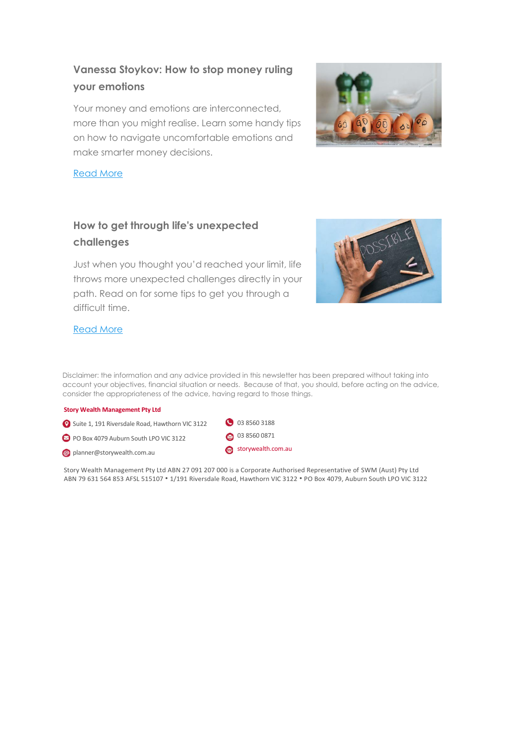### Vanessa Stoykov: How to stop money ruling your emotions

Your money and emotions are interconnected, more than you might realise. Learn some handy tips on how to navigate uncomfortable emotions and make smarter money decisions.

Read More

### How to get through life's unexpected challenges

Just when you thought you'd reached your limit, life throws more unexpected challenges directly in your path. Read on for some tips to get you through a difficult time.

Read More

Disclaimer: the information and any advice provided in this newsletter has been prepared without taking into account your objectives, financial situation or needs. Because of that, you should, before acting on the advice, consider the appropriateness of the advice, having regard to those things.

**Story Wealth Management Pty Ltd**

Suite 1, 191 Riversdale Road, Hawthorn VIC 3122

PO Box 4079 Auburn South LPO VIC 3122

planner@storywealth.com.au

03 8560 3188

03 8560 0871

storywealth.com.au

Story Wealth Management Pty Ltd ABN 27 091 207 000 is a Corporate Authorised Representative of SWM (Aust) Pty Ltd ABN 79 631 564 853 AFSL 515107 • 1/191 Riversdale Road, Hawthorn VIC 3122 • PO Box 4079, Auburn South LPO VIC 3122